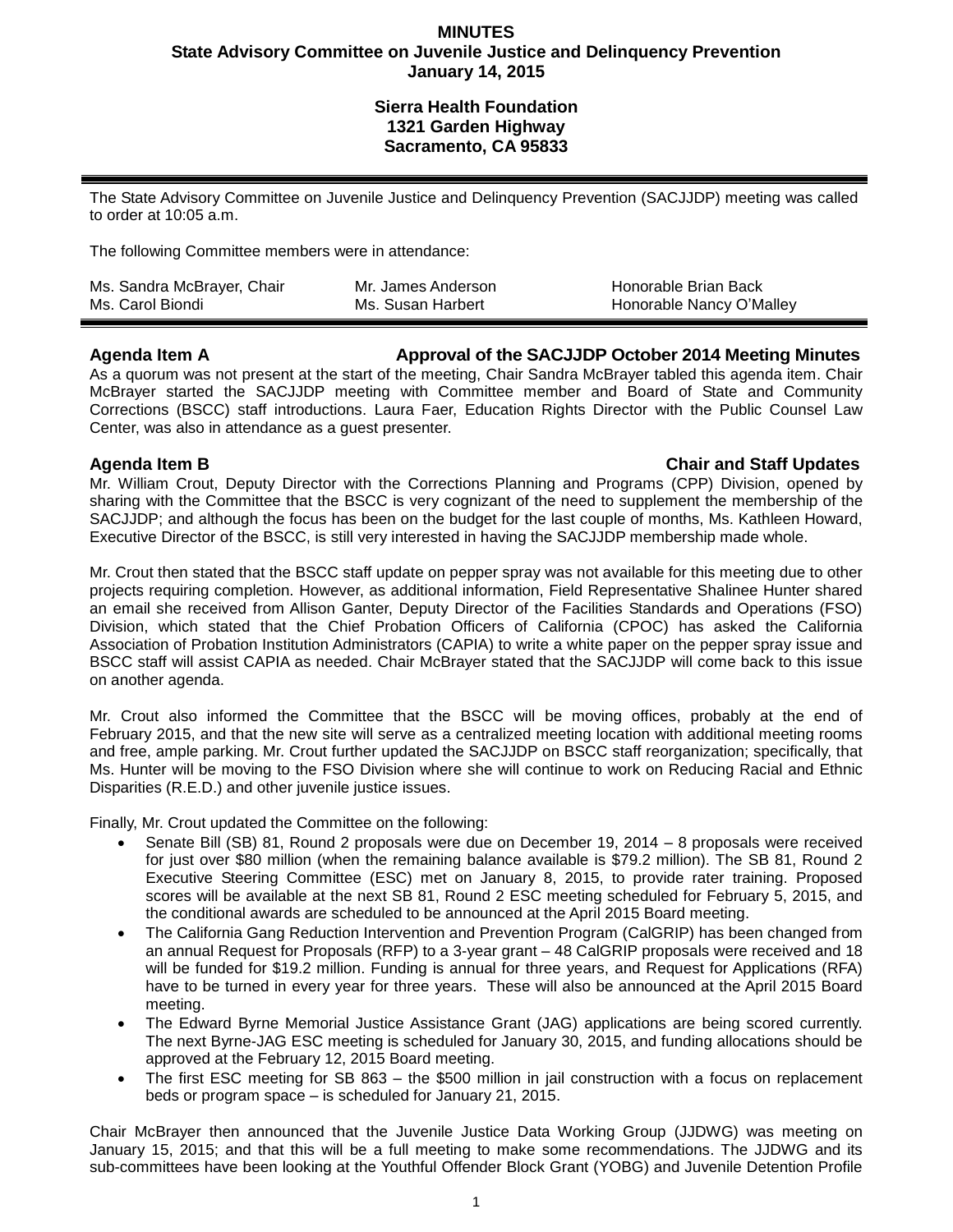**MINUTES**
**State Advisory Committee on Juvenile Justice and Delinquency Prevention**
**January 14, 2015**

**Sierra Health Foundation**
**1321 Garden Highway**
**Sacramento, CA 95833**

---

The State Advisory Committee on Juvenile Justice and Delinquency Prevention (SACJJDP) meeting was called to order at 10:05 a.m.

The following Committee members were in attendance:

| | | |
|---|---|---|
| Ms. Sandra McBrayer, Chair | Mr. James Anderson | Honorable Brian Back |
| Ms. Carol Biondi | Ms. Susan Harbert | Honorable Nancy O'Malley |

---

### Agenda Item A — Approval of the SACJJDP October 2014 Meeting Minutes

As a quorum was not present at the start of the meeting, Chair Sandra McBrayer tabled this agenda item. Chair McBrayer started the SACJJDP meeting with Committee member and Board of State and Community Corrections (BSCC) staff introductions. Laura Faer, Education Rights Director with the Public Counsel Law Center, was also in attendance as a guest presenter.

### Agenda Item B — Chair and Staff Updates

Mr. William Crout, Deputy Director with the Corrections Planning and Programs (CPP) Division, opened by sharing with the Committee that the BSCC is very cognizant of the need to supplement the membership of the SACJJDP; and although the focus has been on the budget for the last couple of months, Ms. Kathleen Howard, Executive Director of the BSCC, is still very interested in having the SACJJDP membership made whole.

Mr. Crout then stated that the BSCC staff update on pepper spray was not available for this meeting due to other projects requiring completion. However, as additional information, Field Representative Shalinee Hunter shared an email she received from Allison Ganter, Deputy Director of the Facilities Standards and Operations (FSO) Division, which stated that the Chief Probation Officers of California (CPOC) has asked the California Association of Probation Institution Administrators (CAPIA) to write a white paper on the pepper spray issue and BSCC staff will assist CAPIA as needed. Chair McBrayer stated that the SACJJDP will come back to this issue on another agenda.

Mr. Crout also informed the Committee that the BSCC will be moving offices, probably at the end of February 2015, and that the new site will serve as a centralized meeting location with additional meeting rooms and free, ample parking. Mr. Crout further updated the SACJJDP on BSCC staff reorganization; specifically, that Ms. Hunter will be moving to the FSO Division where she will continue to work on Reducing Racial and Ethnic Disparities (R.E.D.) and other juvenile justice issues.

Finally, Mr. Crout updated the Committee on the following:

- Senate Bill (SB) 81, Round 2 proposals were due on December 19, 2014 – 8 proposals were received for just over $80 million (when the remaining balance available is $79.2 million). The SB 81, Round 2 Executive Steering Committee (ESC) met on January 8, 2015, to provide rater training. Proposed scores will be available at the next SB 81, Round 2 ESC meeting scheduled for February 5, 2015, and the conditional awards are scheduled to be announced at the April 2015 Board meeting.
- The California Gang Reduction Intervention and Prevention Program (CalGRIP) has been changed from an annual Request for Proposals (RFP) to a 3-year grant – 48 CalGRIP proposals were received and 18 will be funded for $19.2 million. Funding is annual for three years, and Request for Applications (RFA) have to be turned in every year for three years. These will also be announced at the April 2015 Board meeting.
- The Edward Byrne Memorial Justice Assistance Grant (JAG) applications are being scored currently. The next Byrne-JAG ESC meeting is scheduled for January 30, 2015, and funding allocations should be approved at the February 12, 2015 Board meeting.
- The first ESC meeting for SB 863 – the $500 million in jail construction with a focus on replacement beds or program space – is scheduled for January 21, 2015.

Chair McBrayer then announced that the Juvenile Justice Data Working Group (JJDWG) was meeting on January 15, 2015; and that this will be a full meeting to make some recommendations. The JJDWG and its sub-committees have been looking at the Youthful Offender Block Grant (YOBG) and Juvenile Detention Profile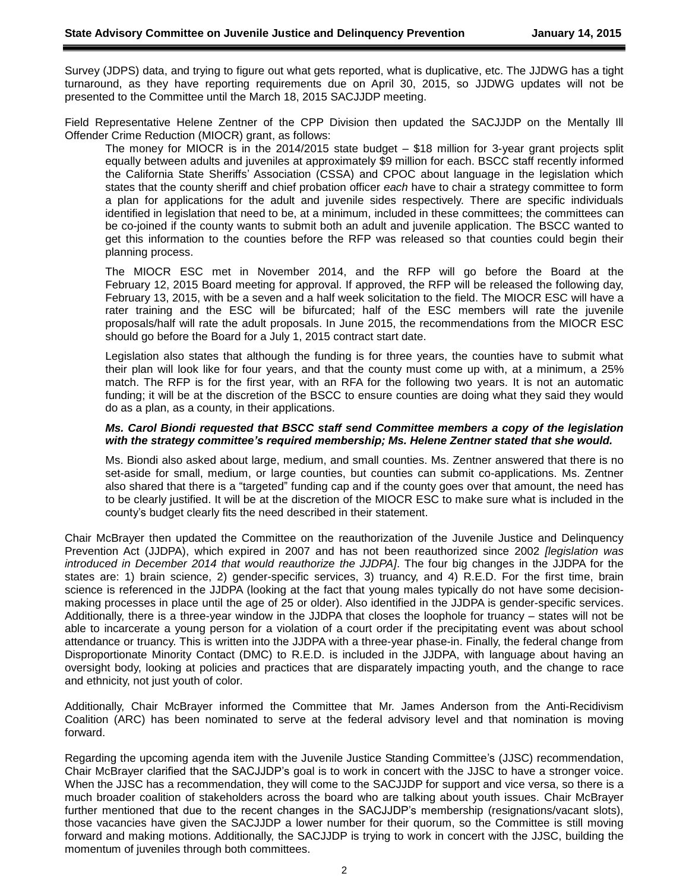Survey (JDPS) data, and trying to figure out what gets reported, what is duplicative, etc. The JJDWG has a tight turnaround, as they have reporting requirements due on April 30, 2015, so JJDWG updates will not be presented to the Committee until the March 18, 2015 SACJJDP meeting.

Field Representative Helene Zentner of the CPP Division then updated the SACJJDP on the Mentally Ill Offender Crime Reduction (MIOCR) grant, as follows:

> The money for MIOCR is in the 2014/2015 state budget – $18 million for 3-year grant projects split equally between adults and juveniles at approximately $9 million for each. BSCC staff recently informed the California State Sheriffs' Association (CSSA) and CPOC about language in the legislation which states that the county sheriff and chief probation officer *each* have to chair a strategy committee to form a plan for applications for the adult and juvenile sides respectively. There are specific individuals identified in legislation that need to be, at a minimum, included in these committees; the committees can be co-joined if the county wants to submit both an adult and juvenile application. The BSCC wanted to get this information to the counties before the RFP was released so that counties could begin their planning process.
>
> The MIOCR ESC met in November 2014, and the RFP will go before the Board at the February 12, 2015 Board meeting for approval. If approved, the RFP will be released the following day, February 13, 2015, with be a seven and a half week solicitation to the field. The MIOCR ESC will have a rater training and the ESC will be bifurcated; half of the ESC members will rate the juvenile proposals/half will rate the adult proposals. In June 2015, the recommendations from the MIOCR ESC should go before the Board for a July 1, 2015 contract start date.
>
> Legislation also states that although the funding is for three years, the counties have to submit what their plan will look like for four years, and that the county must come up with, at a minimum, a 25% match. The RFP is for the first year, with an RFA for the following two years. It is not an automatic funding; it will be at the discretion of the BSCC to ensure counties are doing what they said they would do as a plan, as a county, in their applications.
>
> ***Ms. Carol Biondi requested that BSCC staff send Committee members a copy of the legislation with the strategy committee's required membership; Ms. Helene Zentner stated that she would.***
>
> Ms. Biondi also asked about large, medium, and small counties. Ms. Zentner answered that there is no set-aside for small, medium, or large counties, but counties can submit co-applications. Ms. Zentner also shared that there is a "targeted" funding cap and if the county goes over that amount, the need has to be clearly justified. It will be at the discretion of the MIOCR ESC to make sure what is included in the county's budget clearly fits the need described in their statement.

Chair McBrayer then updated the Committee on the reauthorization of the Juvenile Justice and Delinquency Prevention Act (JJDPA), which expired in 2007 and has not been reauthorized since 2002 *[legislation was introduced in December 2014 that would reauthorize the JJDPA]*. The four big changes in the JJDPA for the states are: 1) brain science, 2) gender-specific services, 3) truancy, and 4) R.E.D. For the first time, brain science is referenced in the JJDPA (looking at the fact that young males typically do not have some decision-making processes in place until the age of 25 or older). Also identified in the JJDPA is gender-specific services. Additionally, there is a three-year window in the JJDPA that closes the loophole for truancy – states will not be able to incarcerate a young person for a violation of a court order if the precipitating event was about school attendance or truancy. This is written into the JJDPA with a three-year phase-in. Finally, the federal change from Disproportionate Minority Contact (DMC) to R.E.D. is included in the JJDPA, with language about having an oversight body, looking at policies and practices that are disparately impacting youth, and the change to race and ethnicity, not just youth of color.

Additionally, Chair McBrayer informed the Committee that Mr. James Anderson from the Anti-Recidivism Coalition (ARC) has been nominated to serve at the federal advisory level and that nomination is moving forward.

Regarding the upcoming agenda item with the Juvenile Justice Standing Committee's (JJSC) recommendation, Chair McBrayer clarified that the SACJJDP's goal is to work in concert with the JJSC to have a stronger voice. When the JJSC has a recommendation, they will come to the SACJJDP for support and vice versa, so there is a much broader coalition of stakeholders across the board who are talking about youth issues. Chair McBrayer further mentioned that due to the recent changes in the SACJJDP's membership (resignations/vacant slots), those vacancies have given the SACJJDP a lower number for their quorum, so the Committee is still moving forward and making motions. Additionally, the SACJJDP is trying to work in concert with the JJSC, building the momentum of juveniles through both committees.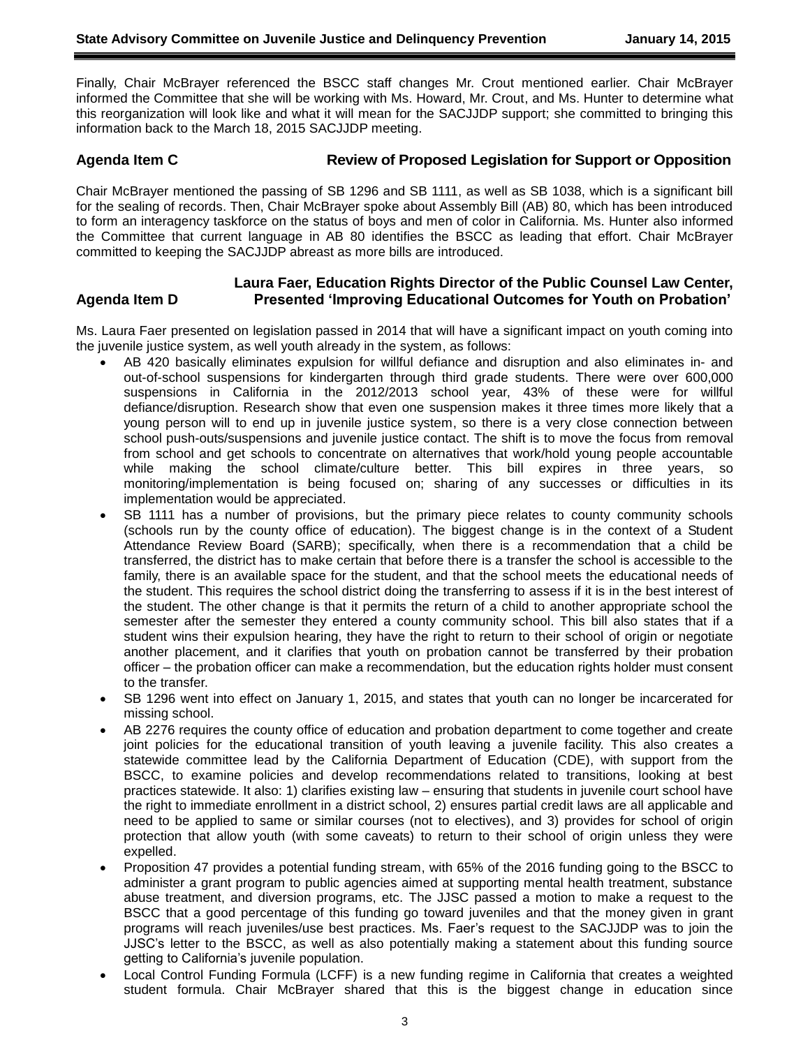Finally, Chair McBrayer referenced the BSCC staff changes Mr. Crout mentioned earlier. Chair McBrayer informed the Committee that she will be working with Ms. Howard, Mr. Crout, and Ms. Hunter to determine what this reorganization will look like and what it will mean for the SACJJDP support; she committed to bringing this information back to the March 18, 2015 SACJJDP meeting.

## Agenda Item C — Review of Proposed Legislation for Support or Opposition

Chair McBrayer mentioned the passing of SB 1296 and SB 1111, as well as SB 1038, which is a significant bill for the sealing of records. Then, Chair McBrayer spoke about Assembly Bill (AB) 80, which has been introduced to form an interagency taskforce on the status of boys and men of color in California. Ms. Hunter also informed the Committee that current language in AB 80 identifies the BSCC as leading that effort. Chair McBrayer committed to keeping the SACJJDP abreast as more bills are introduced.

## Agenda Item D — Laura Faer, Education Rights Director of the Public Counsel Law Center, Presented 'Improving Educational Outcomes for Youth on Probation'

Ms. Laura Faer presented on legislation passed in 2014 that will have a significant impact on youth coming into the juvenile justice system, as well youth already in the system, as follows:

- AB 420 basically eliminates expulsion for willful defiance and disruption and also eliminates in- and out-of-school suspensions for kindergarten through third grade students. There were over 600,000 suspensions in California in the 2012/2013 school year, 43% of these were for willful defiance/disruption. Research show that even one suspension makes it three times more likely that a young person will to end up in juvenile justice system, so there is a very close connection between school push-outs/suspensions and juvenile justice contact. The shift is to move the focus from removal from school and get schools to concentrate on alternatives that work/hold young people accountable while making the school climate/culture better. This bill expires in three years, so monitoring/implementation is being focused on; sharing of any successes or difficulties in its implementation would be appreciated.
- SB 1111 has a number of provisions, but the primary piece relates to county community schools (schools run by the county office of education). The biggest change is in the context of a Student Attendance Review Board (SARB); specifically, when there is a recommendation that a child be transferred, the district has to make certain that before there is a transfer the school is accessible to the family, there is an available space for the student, and that the school meets the educational needs of the student. This requires the school district doing the transferring to assess if it is in the best interest of the student. The other change is that it permits the return of a child to another appropriate school the semester after the semester they entered a county community school. This bill also states that if a student wins their expulsion hearing, they have the right to return to their school of origin or negotiate another placement, and it clarifies that youth on probation cannot be transferred by their probation officer – the probation officer can make a recommendation, but the education rights holder must consent to the transfer.
- SB 1296 went into effect on January 1, 2015, and states that youth can no longer be incarcerated for missing school.
- AB 2276 requires the county office of education and probation department to come together and create joint policies for the educational transition of youth leaving a juvenile facility. This also creates a statewide committee lead by the California Department of Education (CDE), with support from the BSCC, to examine policies and develop recommendations related to transitions, looking at best practices statewide. It also: 1) clarifies existing law – ensuring that students in juvenile court school have the right to immediate enrollment in a district school, 2) ensures partial credit laws are all applicable and need to be applied to same or similar courses (not to electives), and 3) provides for school of origin protection that allow youth (with some caveats) to return to their school of origin unless they were expelled.
- Proposition 47 provides a potential funding stream, with 65% of the 2016 funding going to the BSCC to administer a grant program to public agencies aimed at supporting mental health treatment, substance abuse treatment, and diversion programs, etc. The JJSC passed a motion to make a request to the BSCC that a good percentage of this funding go toward juveniles and that the money given in grant programs will reach juveniles/use best practices. Ms. Faer's request to the SACJJDP was to join the JJSC's letter to the BSCC, as well as also potentially making a statement about this funding source getting to California's juvenile population.
- Local Control Funding Formula (LCFF) is a new funding regime in California that creates a weighted student formula. Chair McBrayer shared that this is the biggest change in education since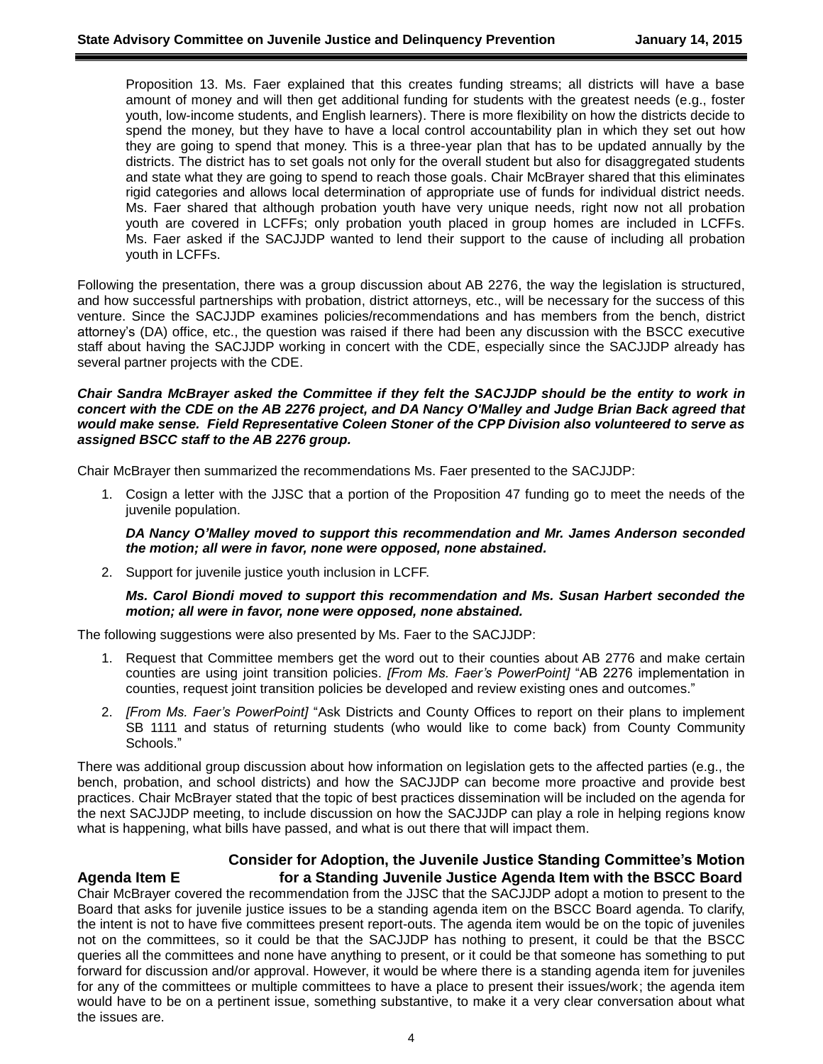Proposition 13. Ms. Faer explained that this creates funding streams; all districts will have a base amount of money and will then get additional funding for students with the greatest needs (e.g., foster youth, low-income students, and English learners). There is more flexibility on how the districts decide to spend the money, but they have to have a local control accountability plan in which they set out how they are going to spend that money. This is a three-year plan that has to also be updated annually by the districts. The district has to set goals not only for the overall student but also for disaggregated students and state what they are going to spend to reach those goals. Chair McBrayer shared that this eliminates rigid categories and allows local determination of appropriate use of funds for individual district needs. Ms. Faer shared that although probation youth have very unique needs, right now not all probation youth are covered in LCFFs; only probation youth placed in group homes are included in LCFFs. Ms. Faer asked if the SACJJDP wanted to lend their support to the cause of including all probation youth in LCFFs.

Following the presentation, there was a group discussion about AB 2276, the way the legislation is structured, and how successful partnerships with probation, district attorneys, etc., will be necessary for the success of this venture. Since the SACJJDP examines policies/recommendations and has members from the bench, district attorney's (DA) office, etc., the question was raised if there had been any discussion with the BSCC executive staff about having the SACJJDP working in concert with the CDE, especially since the SACJJDP already has several partner projects with the CDE.

***Chair Sandra McBrayer asked the Committee if they felt the SACJJDP should be the entity to work in concert with the CDE on the AB 2276 project, and DA Nancy O'Malley and Judge Brian Back agreed that would make sense. Field Representative Coleen Stoner of the CPP Division also volunteered to serve as assigned BSCC staff to the AB 2276 group.***

Chair McBrayer then summarized the recommendations Ms. Faer presented to the SACJJDP:

1. Cosign a letter with the JJSC that a portion of the Proposition 47 funding go to meet the needs of the juvenile population.

   ***DA Nancy O'Malley moved to support this recommendation and Mr. James Anderson seconded the motion; all were in favor, none were opposed, none abstained.***

2. Support for juvenile justice youth inclusion in LCFF.

   ***Ms. Carol Biondi moved to support this recommendation and Ms. Susan Harbert seconded the motion; all were in favor, none were opposed, none abstained.***

The following suggestions were also presented by Ms. Faer to the SACJJDP:

1. Request that Committee members get the word out to their counties about AB 2776 and make certain counties are using joint transition policies. *[From Ms. Faer's PowerPoint]* "AB 2276 implementation in counties, request joint transition policies be developed and review existing ones and outcomes."
2. *[From Ms. Faer's PowerPoint]* "Ask Districts and County Offices to report on their plans to implement SB 1111 and status of returning students (who would like to come back) from County Community Schools."

There was additional group discussion about how information on legislation gets to the affected parties (e.g., the bench, probation, and school districts) and how the SACJJDP can become more proactive and provide best practices. Chair McBrayer stated that the topic of best practices dissemination will be included on the agenda for the next SACJJDP meeting, to include discussion on how the SACJJDP can play a role in helping regions know what is happening, what bills have passed, and what is out there that will impact them.

## Agenda Item E — Consider for Adoption, the Juvenile Justice Standing Committee's Motion for a Standing Juvenile Justice Agenda Item with the BSCC Board

Chair McBrayer covered the recommendation from the JJSC that the SACJJDP adopt a motion to present to the Board that asks for juvenile justice issues to be a standing agenda item on the BSCC Board agenda. To clarify, the intent is not to have five committees present report-outs. The agenda item would be on the topic of juveniles not on the committees, so it could be that the SACJJDP has nothing to present, it could be that the BSCC queries all the committees and none have anything to present, or it could be that someone has something to put forward for discussion and/or approval. However, it would be where there is a standing agenda item for juveniles for any of the committees or multiple committees to have a place to present their issues/work; the agenda item would have to be on a pertinent issue, something substantive, to make it a very clear conversation about what the issues are.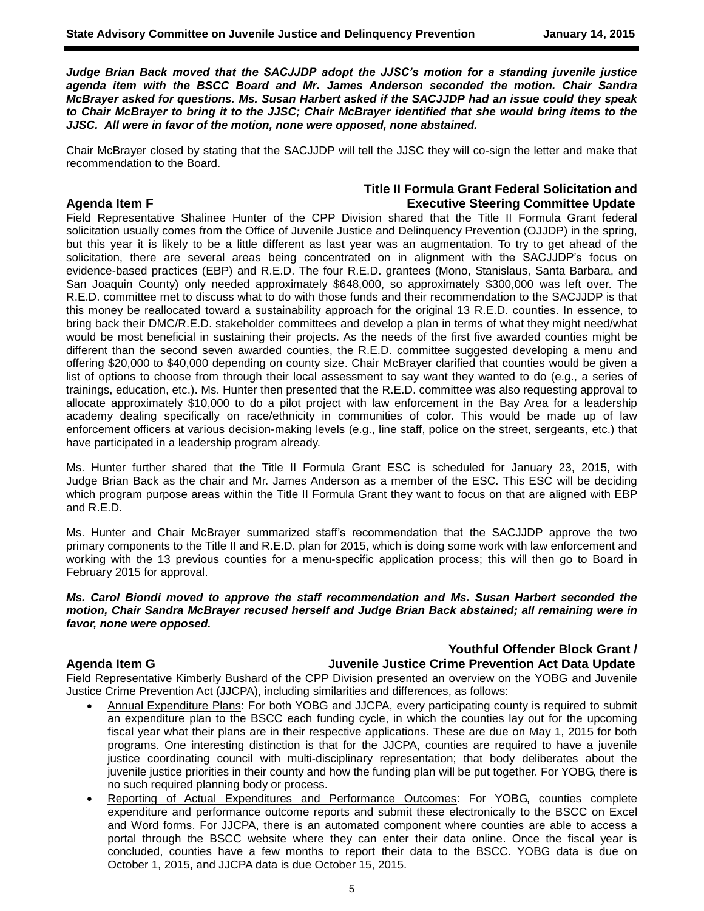***Judge Brian Back moved that the SACJJDP adopt the JJSC's motion for a standing juvenile justice agenda item with the BSCC Board and Mr. James Anderson seconded the motion. Chair Sandra McBrayer asked for questions. Ms. Susan Harbert asked if the SACJJDP had an issue could they speak to Chair McBrayer to bring it to the JJSC; Chair McBrayer identified that she would bring items to the JJSC. All were in favor of the motion, none were opposed, none abstained.***

Chair McBrayer closed by stating that the SACJJDP will tell the JJSC they will co-sign the letter and make that recommendation to the Board.

## Agenda Item F — Title II Formula Grant Federal Solicitation and Executive Steering Committee Update

Field Representative Shalinee Hunter of the CPP Division shared that the Title II Formula Grant federal solicitation usually comes from the Office of Juvenile Justice and Delinquency Prevention (OJJDP) in the spring, but this year it is likely to be a little different as last year was an augmentation. To try to get ahead of the solicitation, there are several areas being concentrated on in alignment with the SACJJDP's focus on evidence-based practices (EBP) and R.E.D. The four R.E.D. grantees (Mono, Stanislaus, Santa Barbara, and San Joaquin County) only needed approximately $648,000, so approximately $300,000 was left over. The R.E.D. committee met to discuss what to do with those funds and their recommendation to the SACJJDP is that this money be reallocated toward a sustainability approach for the original 13 R.E.D. counties. In essence, to bring back their DMC/R.E.D. stakeholder committees and develop a plan in terms of what they might need/what would be most beneficial in sustaining their projects. As the needs of the first five awarded counties might be different than the second seven awarded counties, the R.E.D. committee suggested developing a menu and offering $20,000 to $40,000 depending on county size. Chair McBrayer clarified that counties would be given a list of options to choose from through their local assessment to say want they wanted to do (e.g., a series of trainings, education, etc.). Ms. Hunter then presented that the R.E.D. committee was also requesting approval to allocate approximately $10,000 to do a pilot project with law enforcement in the Bay Area for a leadership academy dealing specifically on race/ethnicity in communities of color. This would be made up of law enforcement officers at various decision-making levels (e.g., line staff, police on the street, sergeants, etc.) that have participated in a leadership program already.

Ms. Hunter further shared that the Title II Formula Grant ESC is scheduled for January 23, 2015, with Judge Brian Back as the chair and Mr. James Anderson as a member of the ESC. This ESC will be deciding which program purpose areas within the Title II Formula Grant they want to focus on that are aligned with EBP and R.E.D.

Ms. Hunter and Chair McBrayer summarized staff's recommendation that the SACJJDP approve the two primary components to the Title II and R.E.D. plan for 2015, which is doing some work with law enforcement and working with the 13 previous counties for a menu-specific application process; this will then go to Board in February 2015 for approval.

***Ms. Carol Biondi moved to approve the staff recommendation and Ms. Susan Harbert seconded the motion, Chair Sandra McBrayer recused herself and Judge Brian Back abstained; all remaining were in favor, none were opposed.***

## Agenda Item G — Youthful Offender Block Grant / Juvenile Justice Crime Prevention Act Data Update

Field Representative Kimberly Bushard of the CPP Division presented an overview on the YOBG and Juvenile Justice Crime Prevention Act (JJCPA), including similarities and differences, as follows:

- Annual Expenditure Plans: For both YOBG and JJCPA, every participating county is required to submit an expenditure plan to the BSCC each funding cycle, in which the counties lay out for the upcoming fiscal year what their plans are in their respective applications. These are due on May 1, 2015 for both programs. One interesting distinction is that for the JJCPA, counties are required to have a juvenile justice coordinating council with multi-disciplinary representation; that body deliberates about the juvenile justice priorities in their county and how the funding plan will be put together. For YOBG, there is no such required planning body or process.
- Reporting of Actual Expenditures and Performance Outcomes: For YOBG, counties complete expenditure and performance outcome reports and submit these electronically to the BSCC on Excel and Word forms. For JJCPA, there is an automated component where counties are able to access a portal through the BSCC website where they can enter their data online. Once the fiscal year is concluded, counties have a few months to report their data to the BSCC. YOBG data is due on October 1, 2015, and JJCPA data is due October 15, 2015.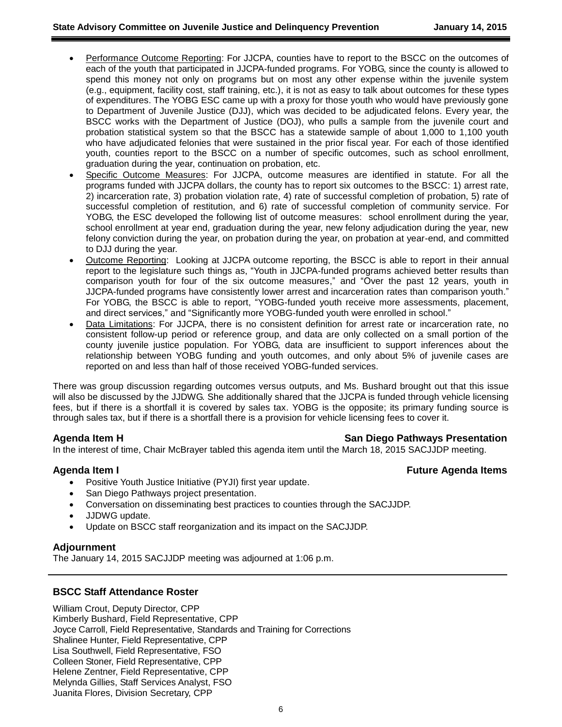- Performance Outcome Reporting: For JJCPA, counties have to report to the BSCC on the outcomes of each of the youth that participated in JJCPA-funded programs. For YOBG, since the county is allowed to spend this money not only on programs but on most any other expense within the juvenile system (e.g., equipment, facility cost, staff training, etc.), it is not as easy to talk about outcomes for these types of expenditures. The YOBG ESC came up with a proxy for those youth who would have previously gone to Department of Juvenile Justice (DJJ), which was decided to be adjudicated felons. Every year, the BSCC works with the Department of Justice (DOJ), who pulls a sample from the juvenile court and probation statistical system so that the BSCC has a statewide sample of about 1,000 to 1,100 youth who have adjudicated felonies that were sustained in the prior fiscal year. For each of those identified youth, counties report to the BSCC on a number of specific outcomes, such as school enrollment, graduation during the year, continuation on probation, etc.
- Specific Outcome Measures: For JJCPA, outcome measures are identified in statute. For all the programs funded with JJCPA dollars, the county has to report six outcomes to the BSCC: 1) arrest rate, 2) incarceration rate, 3) probation violation rate, 4) rate of successful completion of probation, 5) rate of successful completion of restitution, and 6) rate of successful completion of community service. For YOBG, the ESC developed the following list of outcome measures: school enrollment during the year, school enrollment at year end, graduation during the year, new felony adjudication during the year, new felony conviction during the year, on probation during the year, on probation at year-end, and committed to DJJ during the year.
- Outcome Reporting: Looking at JJCPA outcome reporting, the BSCC is able to report in their annual report to the legislature such things as, "Youth in JJCPA-funded programs achieved better results than comparison youth for four of the six outcome measures," and "Over the past 12 years, youth in JJCPA-funded programs have consistently lower arrest and incarceration rates than comparison youth." For YOBG, the BSCC is able to report, "YOBG-funded youth receive more assessments, placement, and direct services," and "Significantly more YOBG-funded youth were enrolled in school."
- Data Limitations: For JJCPA, there is no consistent definition for arrest rate or incarceration rate, no consistent follow-up period or reference group, and data are only collected on a small portion of the county juvenile justice population. For YOBG, data are insufficient to support inferences about the relationship between YOBG funding and youth outcomes, and only about 5% of juvenile cases are reported on and less than half of those received YOBG-funded services.

There was group discussion regarding outcomes versus outputs, and Ms. Bushard brought out that this issue will also be discussed by the JJDWG. She additionally shared that the JJCPA is funded through vehicle licensing fees, but if there is a shortfall it is covered by sales tax. YOBG is the opposite; its primary funding source is through sales tax, but if there is a shortfall there is a provision for vehicle licensing fees to cover it.

### Agenda Item H — San Diego Pathways Presentation

In the interest of time, Chair McBrayer tabled this agenda item until the March 18, 2015 SACJJDP meeting.

### Agenda Item I — Future Agenda Items

- Positive Youth Justice Initiative (PYJI) first year update.
- San Diego Pathways project presentation.
- Conversation on disseminating best practices to counties through the SACJJDP.
- JJDWG update.
- Update on BSCC staff reorganization and its impact on the SACJJDP.

### Adjournment

The January 14, 2015 SACJJDP meeting was adjourned at 1:06 p.m.

---

### BSCC Staff Attendance Roster

William Crout, Deputy Director, CPP
Kimberly Bushard, Field Representative, CPP
Joyce Carroll, Field Representative, Standards and Training for Corrections
Shalinee Hunter, Field Representative, CPP
Lisa Southwell, Field Representative, FSO
Colleen Stoner, Field Representative, CPP
Helene Zentner, Field Representative, CPP
Melynda Gillies, Staff Services Analyst, FSO
Juanita Flores, Division Secretary, CPP